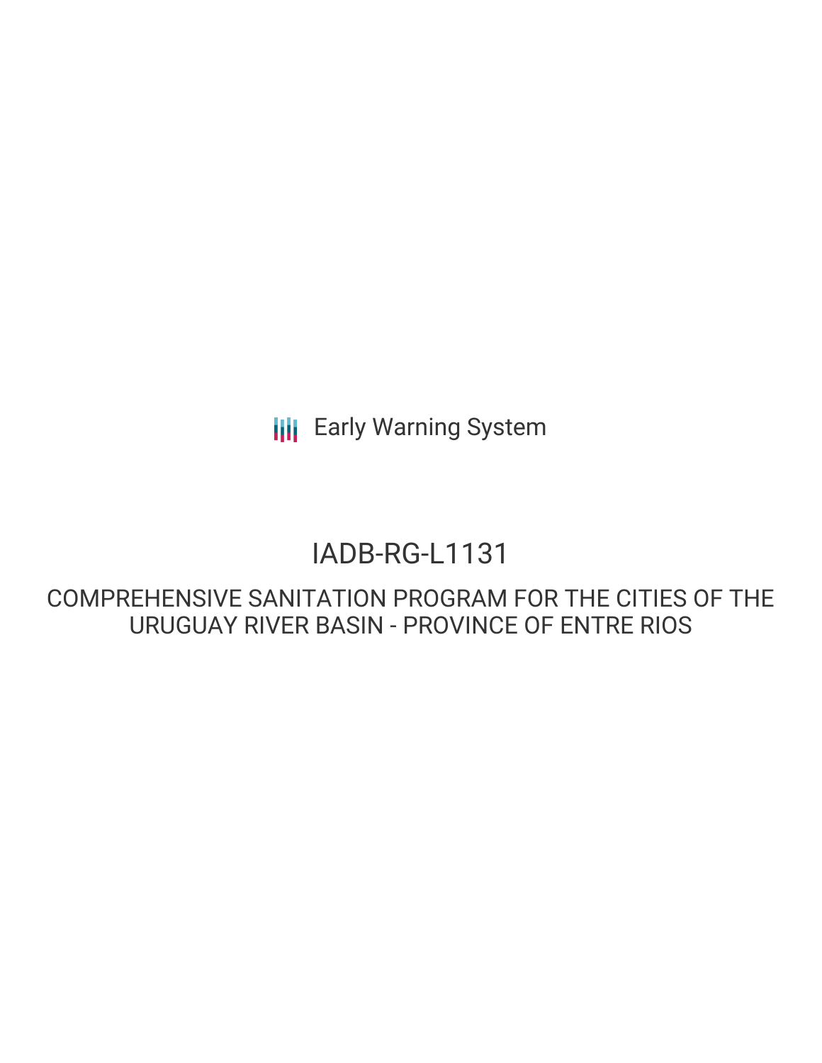Early Warning System

# IADB-RG-L1131

## COMPREHENSIVE SANITATION PROGRAM FOR THE CITIES OF THE URUGUAY RIVER BASIN - PROVINCE OF ENTRE RIOS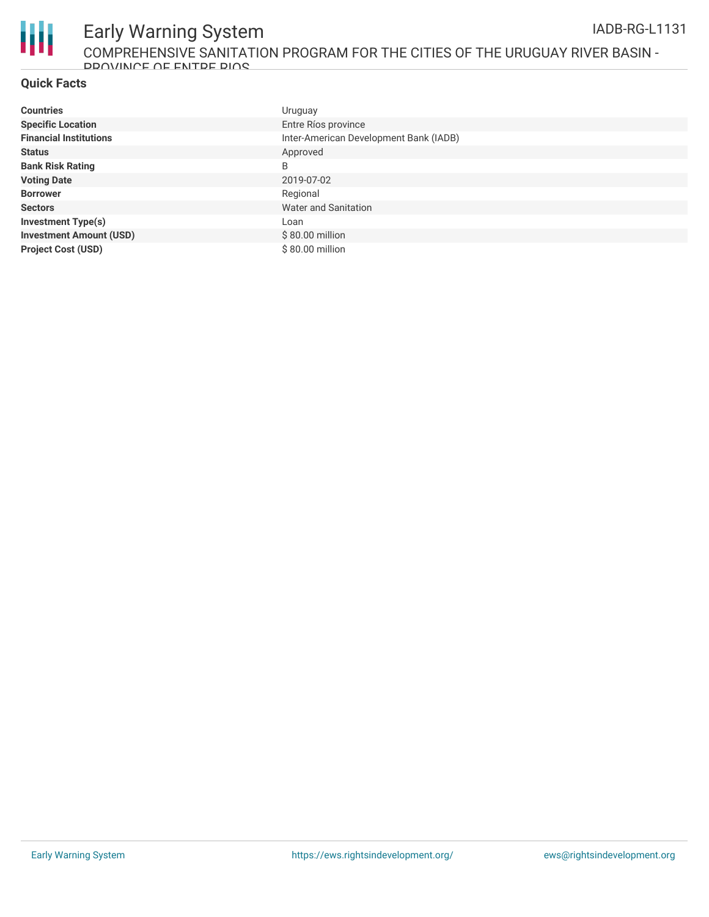## Quick Facts

| | |
|---|---|
| **Countries** | Uruguay |
| **Specific Location** | Entre Ríos province |
| **Financial Institutions** | Inter-American Development Bank (IADB) |
| **Status** | Approved |
| **Bank Risk Rating** | B |
| **Voting Date** | 2019-07-02 |
| **Borrower** | Regional |
| **Sectors** | Water and Sanitation |
| **Investment Type(s)** | Loan |
| **Investment Amount (USD)** | $ 80.00 million |
| **Project Cost (USD)** | $ 80.00 million |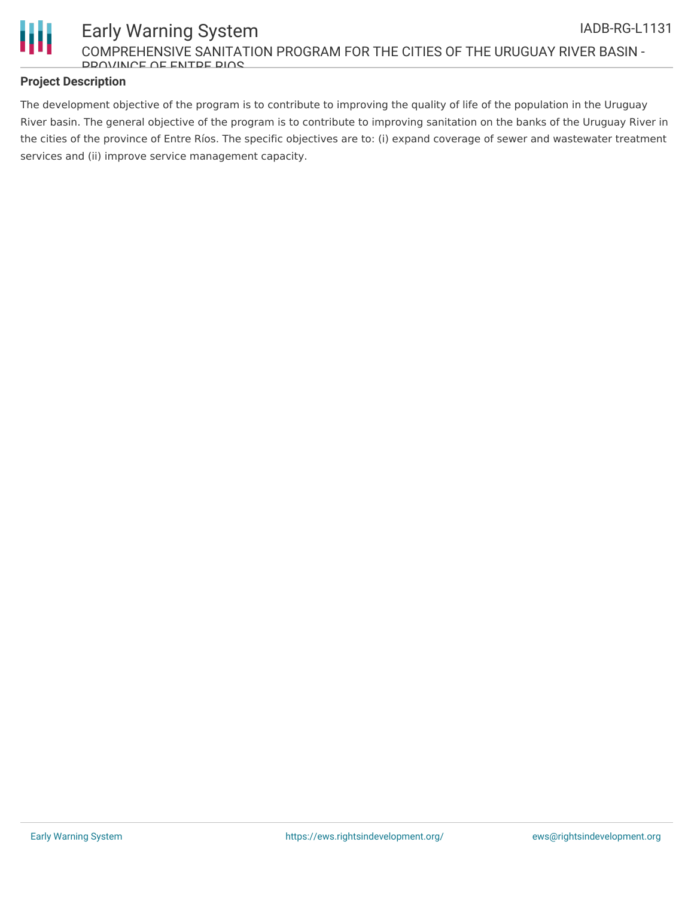## Project Description

The development objective of the program is to contribute to improving the quality of life of the population in the Uruguay River basin. The general objective of the program is to contribute to improving sanitation on the banks of the Uruguay River in the cities of the province of Entre Ríos. The specific objectives are to: (i) expand coverage of sewer and wastewater treatment services and (ii) improve service management capacity.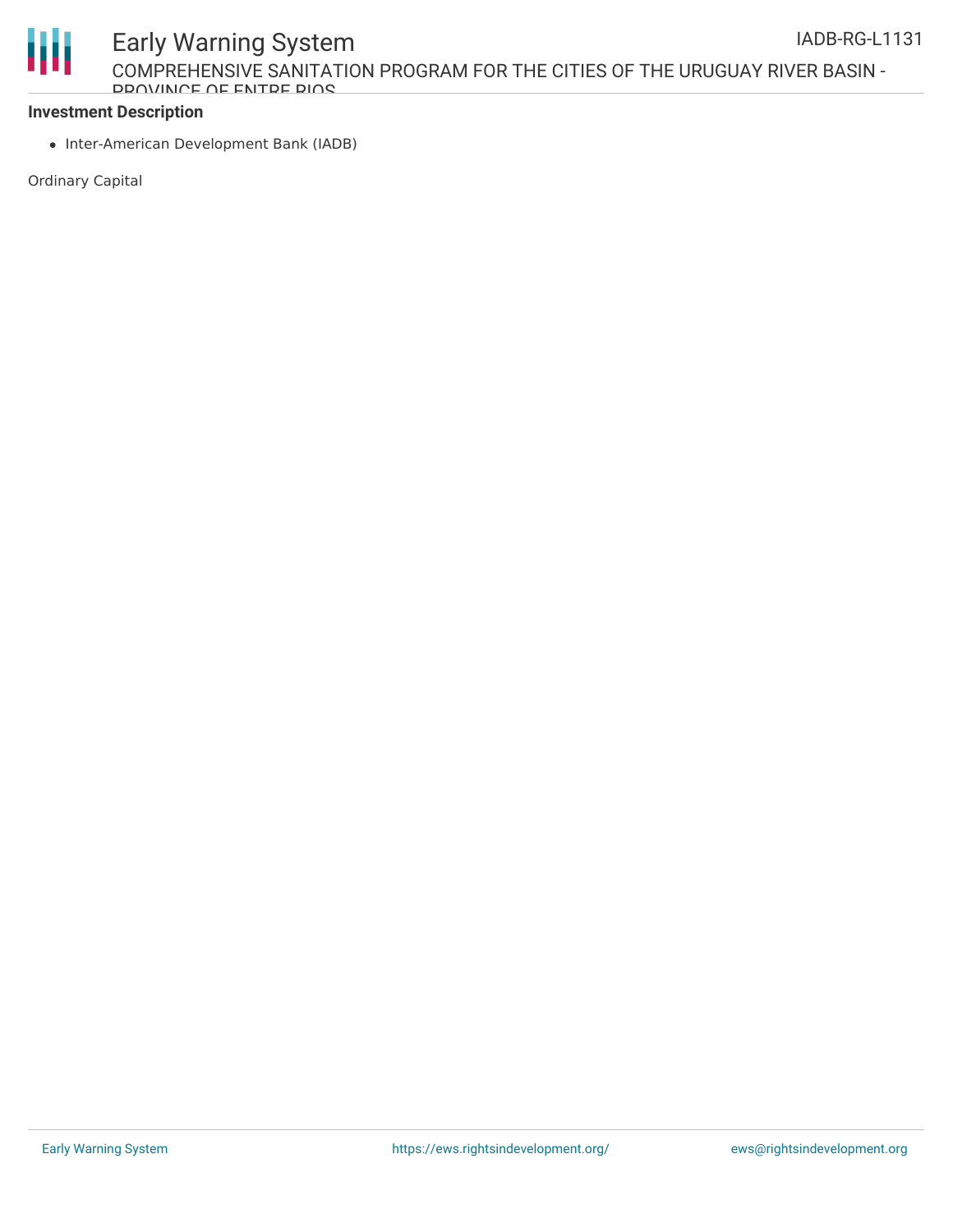**Investment Description**

- Inter-American Development Bank (IADB)

Ordinary Capital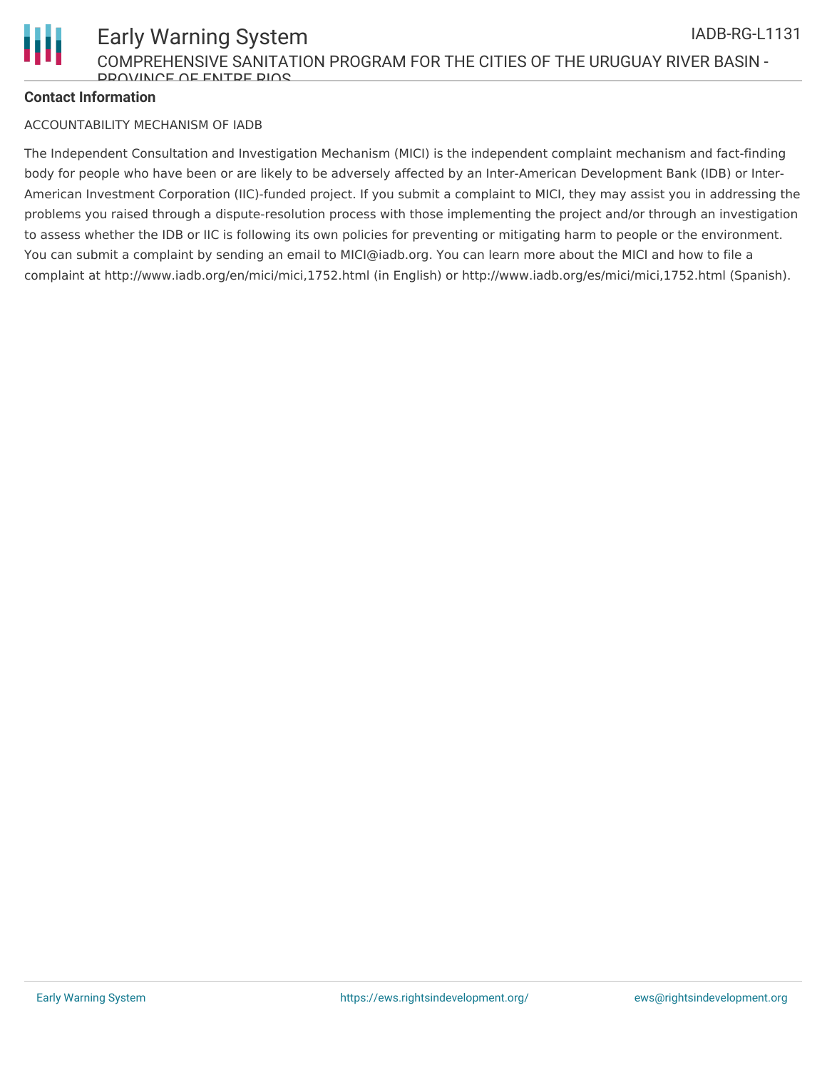**Contact Information**

ACCOUNTABILITY MECHANISM OF IADB

The Independent Consultation and Investigation Mechanism (MICI) is the independent complaint mechanism and fact-finding body for people who have been or are likely to be adversely affected by an Inter-American Development Bank (IDB) or Inter-American Investment Corporation (IIC)-funded project. If you submit a complaint to MICI, they may assist you in addressing the problems you raised through a dispute-resolution process with those implementing the project and/or through an investigation to assess whether the IDB or IIC is following its own policies for preventing or mitigating harm to people or the environment. You can submit a complaint by sending an email to MICI@iadb.org. You can learn more about the MICI and how to file a complaint at http://www.iadb.org/en/mici/mici,1752.html (in English) or http://www.iadb.org/es/mici/mici,1752.html (Spanish).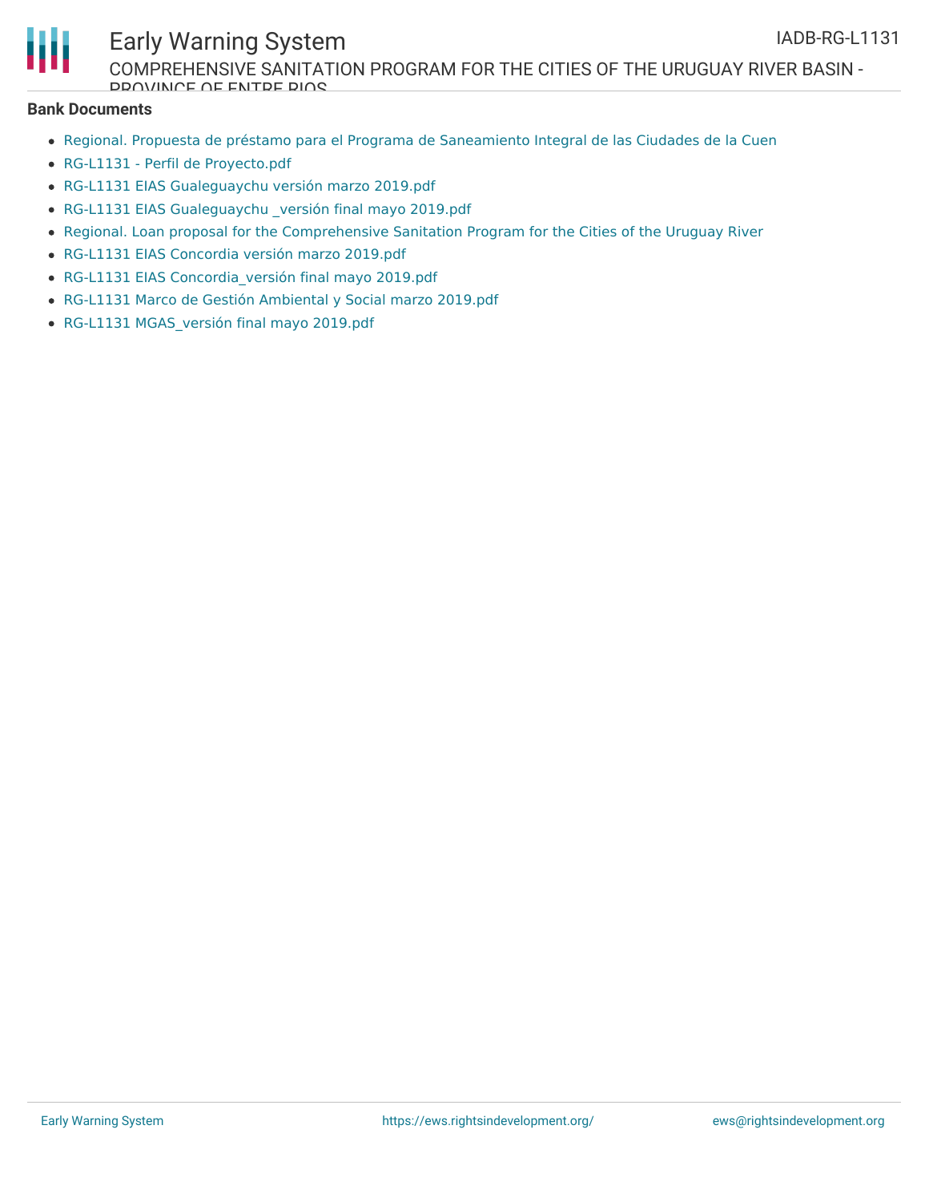**Bank Documents**

- Regional. Propuesta de préstamo para el Programa de Saneamiento Integral de las Ciudades de la Cuen
- RG-L1131 - Perfil de Proyecto.pdf
- RG-L1131 EIAS Gualeguaychu versión marzo 2019.pdf
- RG-L1131 EIAS Gualeguaychu _versión final mayo 2019.pdf
- Regional. Loan proposal for the Comprehensive Sanitation Program for the Cities of the Uruguay River
- RG-L1131 EIAS Concordia versión marzo 2019.pdf
- RG-L1131 EIAS Concordia_versión final mayo 2019.pdf
- RG-L1131 Marco de Gestión Ambiental y Social marzo 2019.pdf
- RG-L1131 MGAS_versión final mayo 2019.pdf